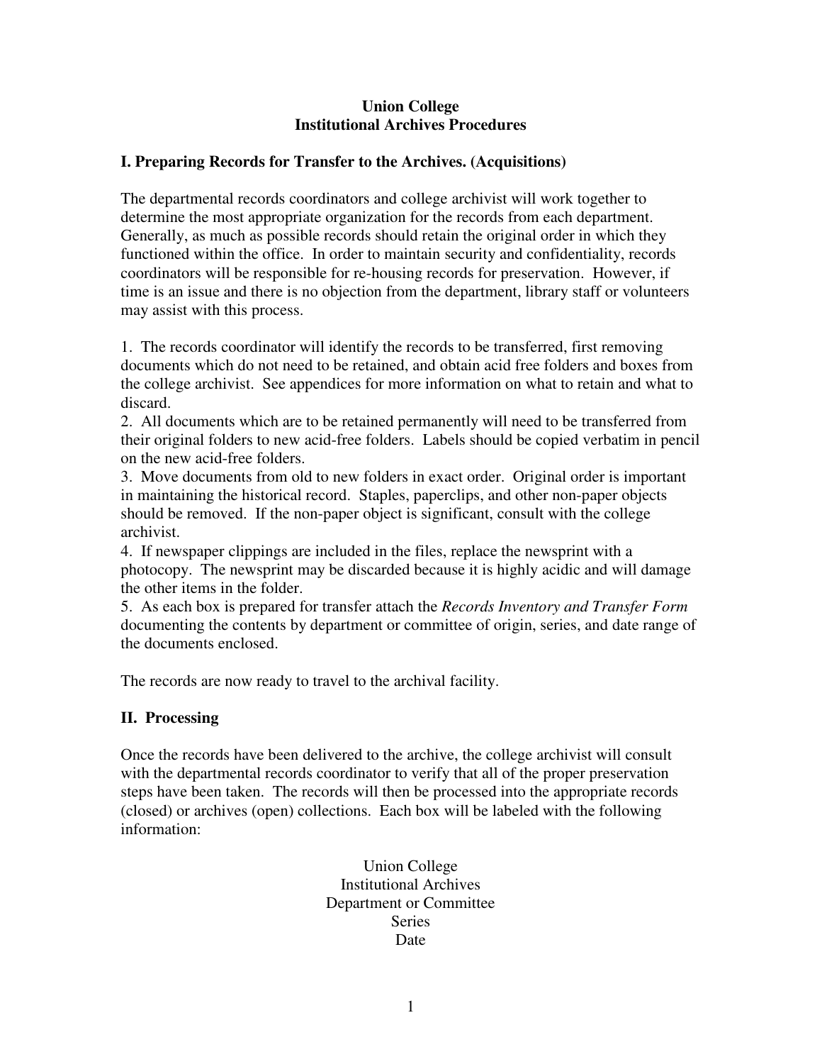# Union College
# Institutional Archives Procedures

## I. Preparing Records for Transfer to the Archives. (Acquisitions)

The departmental records coordinators and college archivist will work together to determine the most appropriate organization for the records from each department. Generally, as much as possible records should retain the original order in which they functioned within the office. In order to maintain security and confidentiality, records coordinators will be responsible for re-housing records for preservation. However, if time is an issue and there is no objection from the department, library staff or volunteers may assist with this process.

1. The records coordinator will identify the records to be transferred, first removing documents which do not need to be retained, and obtain acid free folders and boxes from the college archivist. See appendices for more information on what to retain and what to discard.
2. All documents which are to be retained permanently will need to be transferred from their original folders to new acid-free folders. Labels should be copied verbatim in pencil on the new acid-free folders.
3. Move documents from old to new folders in exact order. Original order is important in maintaining the historical record. Staples, paperclips, and other non-paper objects should be removed. If the non-paper object is significant, consult with the college archivist.
4. If newspaper clippings are included in the files, replace the newsprint with a photocopy. The newsprint may be discarded because it is highly acidic and will damage the other items in the folder.
5. As each box is prepared for transfer attach the *Records Inventory and Transfer Form* documenting the contents by department or committee of origin, series, and date range of the documents enclosed.

The records are now ready to travel to the archival facility.

## II. Processing

Once the records have been delivered to the archive, the college archivist will consult with the departmental records coordinator to verify that all of the proper preservation steps have been taken. The records will then be processed into the appropriate records (closed) or archives (open) collections. Each box will be labeled with the following information:

Union College
Institutional Archives
Department or Committee
Series
Date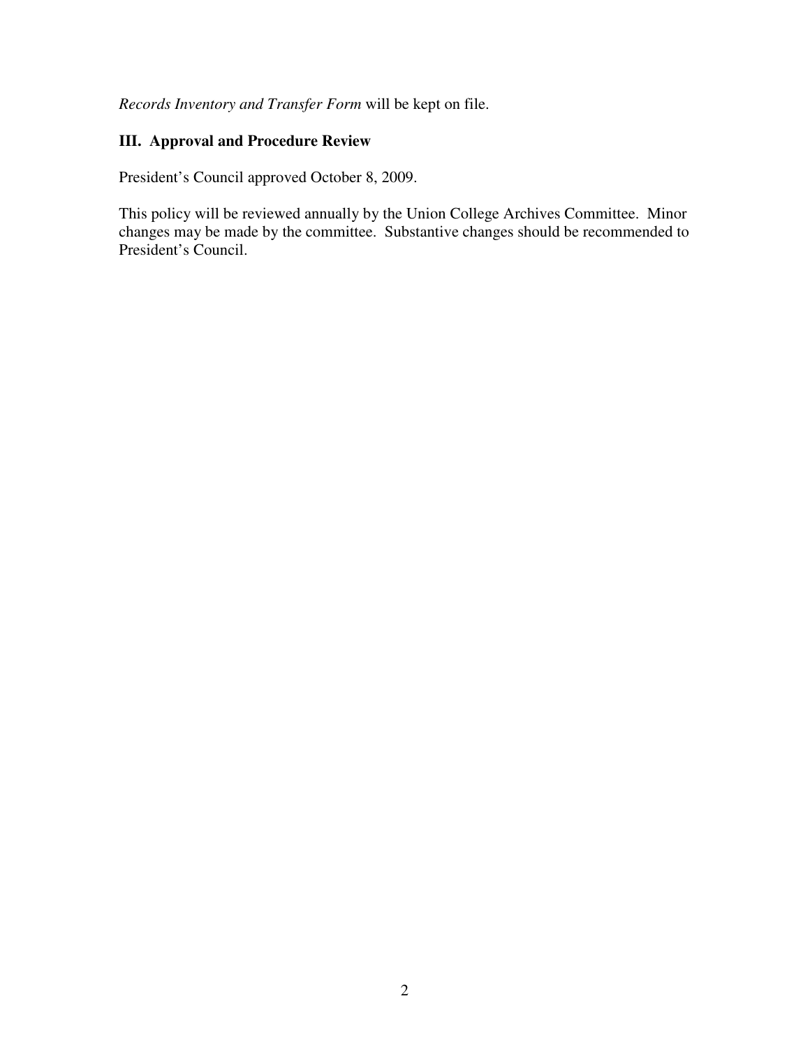*Records Inventory and Transfer Form* will be kept on file.

## III. Approval and Procedure Review

President's Council approved October 8, 2009.

This policy will be reviewed annually by the Union College Archives Committee. Minor changes may be made by the committee. Substantive changes should be recommended to President's Council.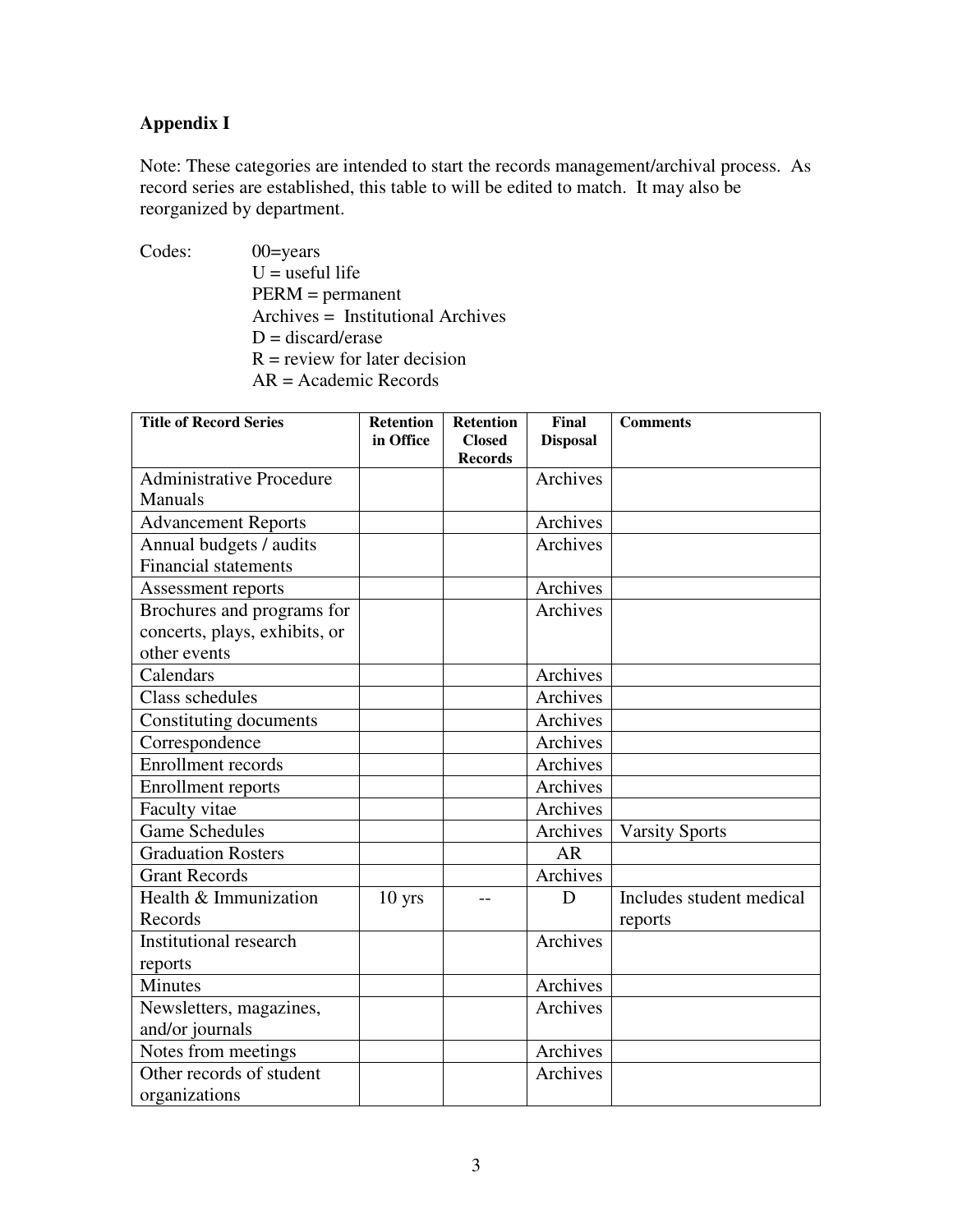## Appendix I

Note: These categories are intended to start the records management/archival process. As record series are established, this table to will be edited to match. It may also be reorganized by department.

Codes:
- 00=years
- U = useful life
- PERM = permanent
- Archives = Institutional Archives
- D = discard/erase
- R = review for later decision
- AR = Academic Records

| Title of Record Series | Retention in Office | Retention Closed Records | Final Disposal | Comments |
|---|---|---|---|---|
| Administrative Procedure Manuals | | | Archives | |
| Advancement Reports | | | Archives | |
| Annual budgets / audits Financial statements | | | Archives | |
| Assessment reports | | | Archives | |
| Brochures and programs for concerts, plays, exhibits, or other events | | | Archives | |
| Calendars | | | Archives | |
| Class schedules | | | Archives | |
| Constituting documents | | | Archives | |
| Correspondence | | | Archives | |
| Enrollment records | | | Archives | |
| Enrollment reports | | | Archives | |
| Faculty vitae | | | Archives | |
| Game Schedules | | | Archives | Varsity Sports |
| Graduation Rosters | | | AR | |
| Grant Records | | | Archives | |
| Health & Immunization Records | 10 yrs | -- | D | Includes student medical reports |
| Institutional research reports | | | Archives | |
| Minutes | | | Archives | |
| Newsletters, magazines, and/or journals | | | Archives | |
| Notes from meetings | | | Archives | |
| Other records of student organizations | | | Archives | |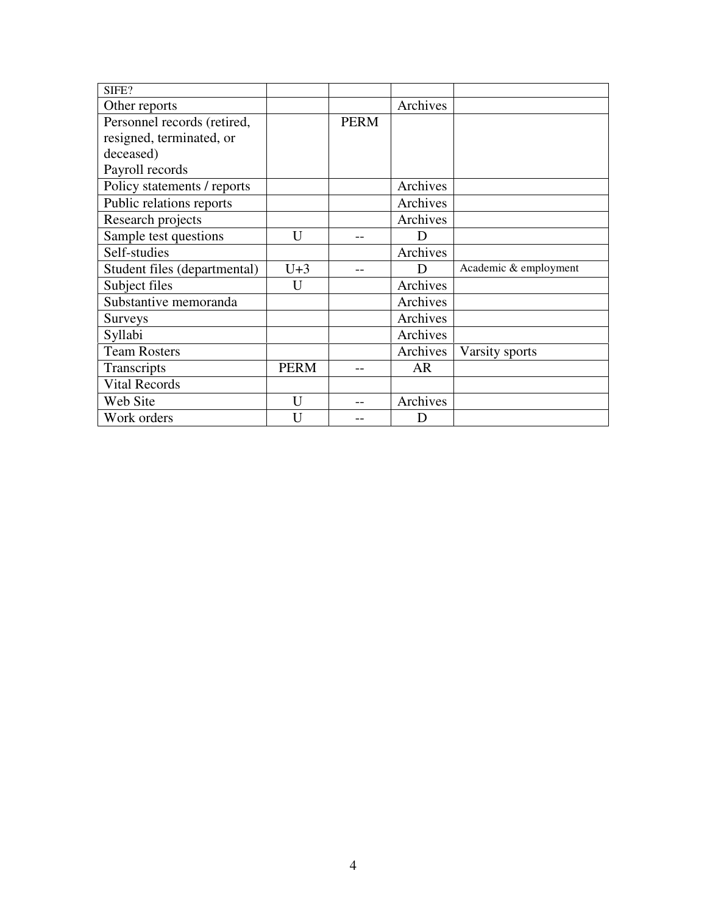| SIFE? | | | | |
|---|---|---|---|---|
| Other reports | | | Archives | |
| Personnel records (retired, resigned, terminated, or deceased)<br>Payroll records | | PERM | | |
| Policy statements / reports | | | Archives | |
| Public relations reports | | | Archives | |
| Research projects | | | Archives | |
| Sample test questions | U | -- | D | |
| Self-studies | | | Archives | |
| Student files (departmental) | U+3 | -- | D | Academic & employment |
| Subject files | U | | Archives | |
| Substantive memoranda | | | Archives | |
| Surveys | | | Archives | |
| Syllabi | | | Archives | |
| Team Rosters | | | Archives | Varsity sports |
| Transcripts | PERM | -- | AR | |
| Vital Records | | | | |
| Web Site | U | -- | Archives | |
| Work orders | U | -- | D | |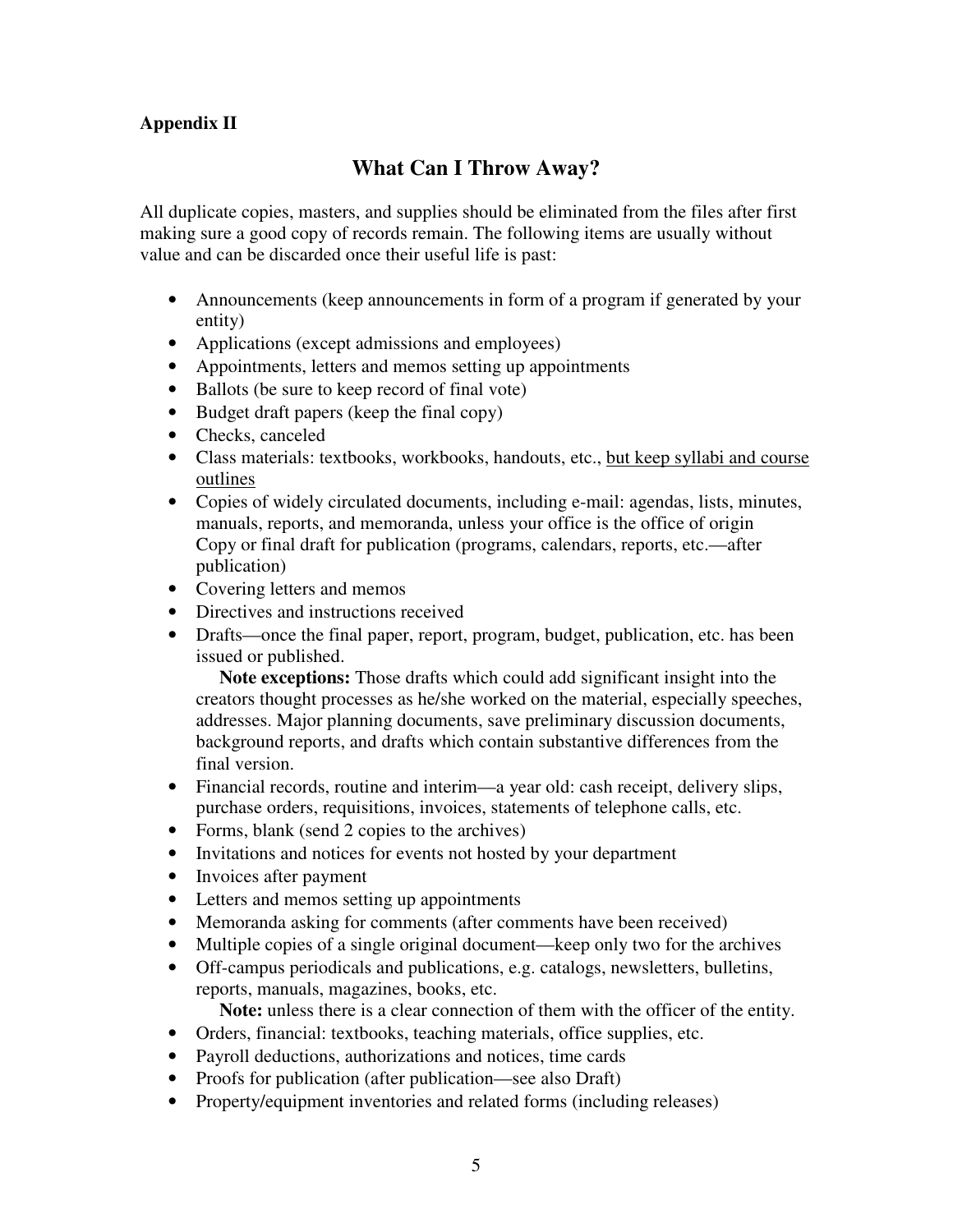**Appendix II**

## What Can I Throw Away?

All duplicate copies, masters, and supplies should be eliminated from the files after first making sure a good copy of records remain. The following items are usually without value and can be discarded once their useful life is past:

- Announcements (keep announcements in form of a program if generated by your entity)
- Applications (except admissions and employees)
- Appointments, letters and memos setting up appointments
- Ballots (be sure to keep record of final vote)
- Budget draft papers (keep the final copy)
- Checks, canceled
- Class materials: textbooks, workbooks, handouts, etc., <u>but keep syllabi and course outlines</u>
- Copies of widely circulated documents, including e-mail: agendas, lists, minutes, manuals, reports, and memoranda, unless your office is the office of origin
  Copy or final draft for publication (programs, calendars, reports, etc.—after publication)
- Covering letters and memos
- Directives and instructions received
- Drafts—once the final paper, report, program, budget, publication, etc. has been issued or published.

  **Note exceptions:** Those drafts which could add significant insight into the creators thought processes as he/she worked on the material, especially speeches, addresses. Major planning documents, save preliminary discussion documents, background reports, and drafts which contain substantive differences from the final version.
- Financial records, routine and interim—a year old: cash receipt, delivery slips, purchase orders, requisitions, invoices, statements of telephone calls, etc.
- Forms, blank (send 2 copies to the archives)
- Invitations and notices for events not hosted by your department
- Invoices after payment
- Letters and memos setting up appointments
- Memoranda asking for comments (after comments have been received)
- Multiple copies of a single original document—keep only two for the archives
- Off-campus periodicals and publications, e.g. catalogs, newsletters, bulletins, reports, manuals, magazines, books, etc.

  **Note:** unless there is a clear connection of them with the officer of the entity.
- Orders, financial: textbooks, teaching materials, office supplies, etc.
- Payroll deductions, authorizations and notices, time cards
- Proofs for publication (after publication—see also Draft)
- Property/equipment inventories and related forms (including releases)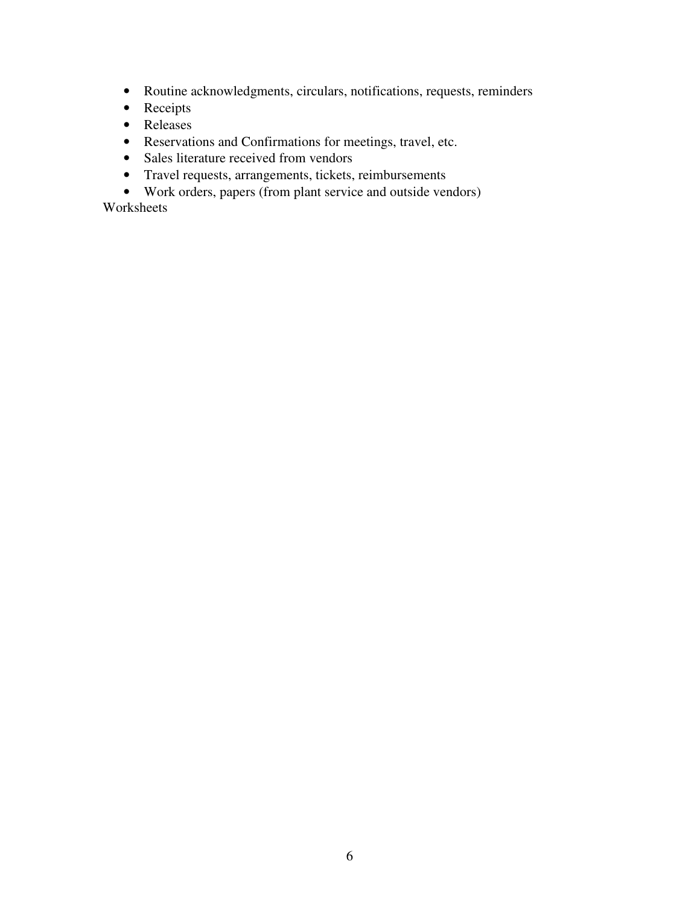- Routine acknowledgments, circulars, notifications, requests, reminders
- Receipts
- Releases
- Reservations and Confirmations for meetings, travel, etc.
- Sales literature received from vendors
- Travel requests, arrangements, tickets, reimbursements
- Work orders, papers (from plant service and outside vendors)

Worksheets